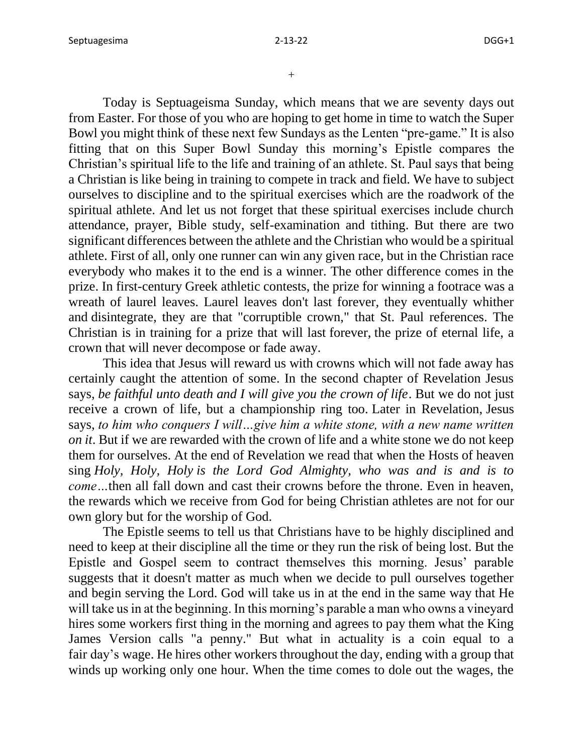+

Today is Septuageisma Sunday, which means that we are seventy days out from Easter. For those of you who are hoping to get home in time to watch the Super Bowl you might think of these next few Sundays as the Lenten "pre-game." It is also fitting that on this Super Bowl Sunday this morning's Epistle compares the Christian's spiritual life to the life and training of an athlete. St. Paul says that being a Christian is like being in training to compete in track and field. We have to subject ourselves to discipline and to the spiritual exercises which are the roadwork of the spiritual athlete. And let us not forget that these spiritual exercises include church attendance, prayer, Bible study, self-examination and tithing. But there are two significant differences between the athlete and the Christian who would be a spiritual athlete. First of all, only one runner can win any given race, but in the Christian race everybody who makes it to the end is a winner. The other difference comes in the prize. In first-century Greek athletic contests, the prize for winning a footrace was a wreath of laurel leaves. Laurel leaves don't last forever, they eventually whither and disintegrate, they are that "corruptible crown," that St. Paul references. The Christian is in training for a prize that will last forever, the prize of eternal life, a crown that will never decompose or fade away.

This idea that Jesus will reward us with crowns which will not fade away has certainly caught the attention of some. In the second chapter of Revelation Jesus says, *be faithful unto death and I will give you the crown of life*. But we do not just receive a crown of life, but a championship ring too. Later in Revelation, Jesus says, *to him who conquers I will…give him a white stone, with a new name written on it*. But if we are rewarded with the crown of life and a white stone we do not keep them for ourselves. At the end of Revelation we read that when the Hosts of heaven sing *Holy, Holy, Holy is the Lord God Almighty, who was and is and is to come…*then all fall down and cast their crowns before the throne. Even in heaven, the rewards which we receive from God for being Christian athletes are not for our own glory but for the worship of God.

The Epistle seems to tell us that Christians have to be highly disciplined and need to keep at their discipline all the time or they run the risk of being lost. But the Epistle and Gospel seem to contract themselves this morning. Jesus' parable suggests that it doesn't matter as much when we decide to pull ourselves together and begin serving the Lord. God will take us in at the end in the same way that He will take us in at the beginning. In this morning's parable a man who owns a vineyard hires some workers first thing in the morning and agrees to pay them what the King James Version calls "a penny." But what in actuality is a coin equal to a fair day's wage. He hires other workers throughout the day, ending with a group that winds up working only one hour. When the time comes to dole out the wages, the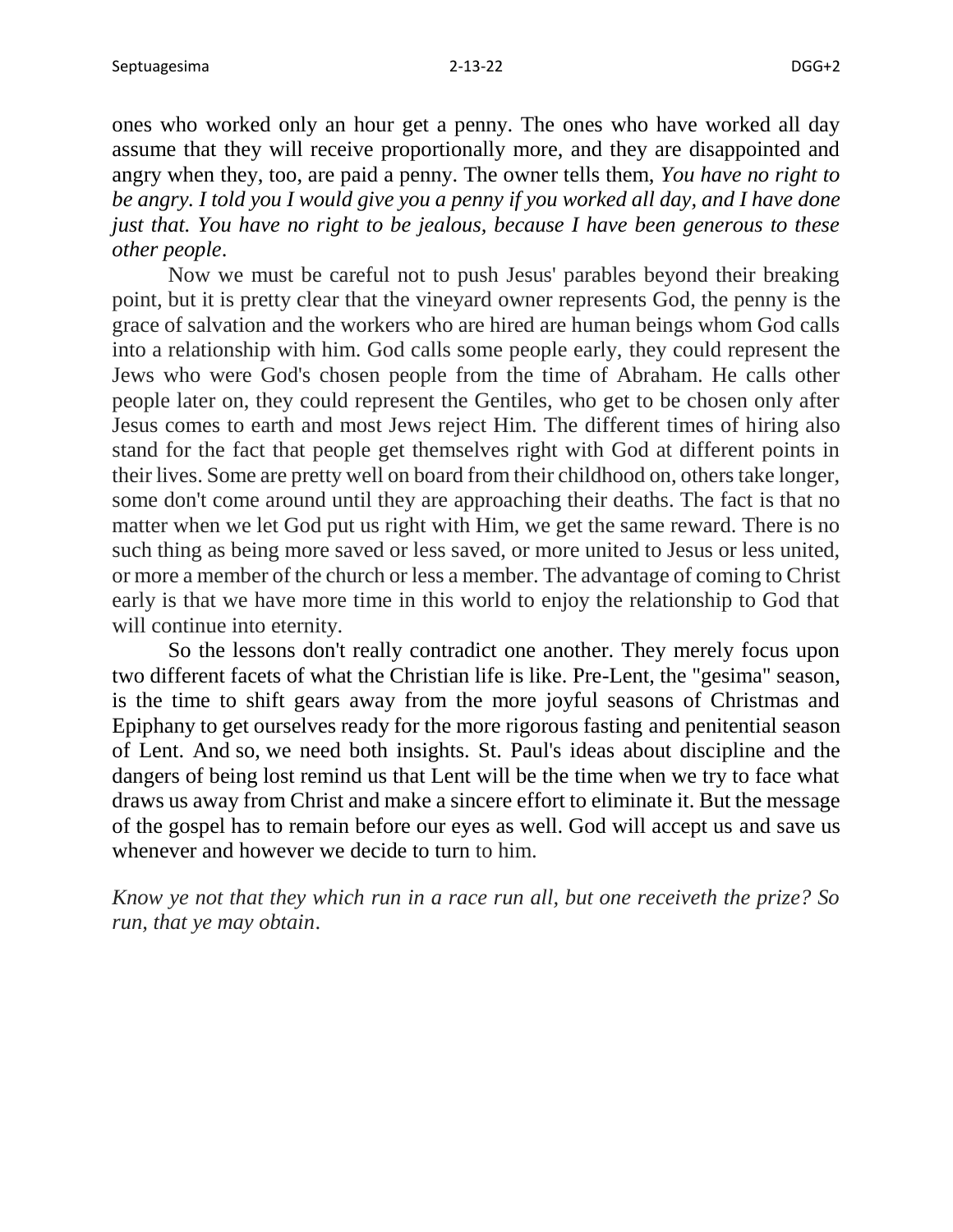ones who worked only an hour get a penny. The ones who have worked all day assume that they will receive proportionally more, and they are disappointed and angry when they, too, are paid a penny. The owner tells them, *You have no right to be angry. I told you I would give you a penny if you worked all day, and I have done just that. You have no right to be jealous, because I have been generous to these other people*.

Now we must be careful not to push Jesus' parables beyond their breaking point, but it is pretty clear that the vineyard owner represents God, the penny is the grace of salvation and the workers who are hired are human beings whom God calls into a relationship with him. God calls some people early, they could represent the Jews who were God's chosen people from the time of Abraham. He calls other people later on, they could represent the Gentiles, who get to be chosen only after Jesus comes to earth and most Jews reject Him. The different times of hiring also stand for the fact that people get themselves right with God at different points in their lives. Some are pretty well on board from their childhood on, others take longer, some don't come around until they are approaching their deaths. The fact is that no matter when we let God put us right with Him, we get the same reward. There is no such thing as being more saved or less saved, or more united to Jesus or less united, or more a member of the church or less a member. The advantage of coming to Christ early is that we have more time in this world to enjoy the relationship to God that will continue into eternity.

So the lessons don't really contradict one another. They merely focus upon two different facets of what the Christian life is like. Pre-Lent, the "gesima" season, is the time to shift gears away from the more joyful seasons of Christmas and Epiphany to get ourselves ready for the more rigorous fasting and penitential season of Lent. And so, we need both insights. St. Paul's ideas about discipline and the dangers of being lost remind us that Lent will be the time when we try to face what draws us away from Christ and make a sincere effort to eliminate it. But the message of the gospel has to remain before our eyes as well. God will accept us and save us whenever and however we decide to turn to him.

*Know ye not that they which run in a race run all, but one receiveth the prize? So run, that ye may obtain*.